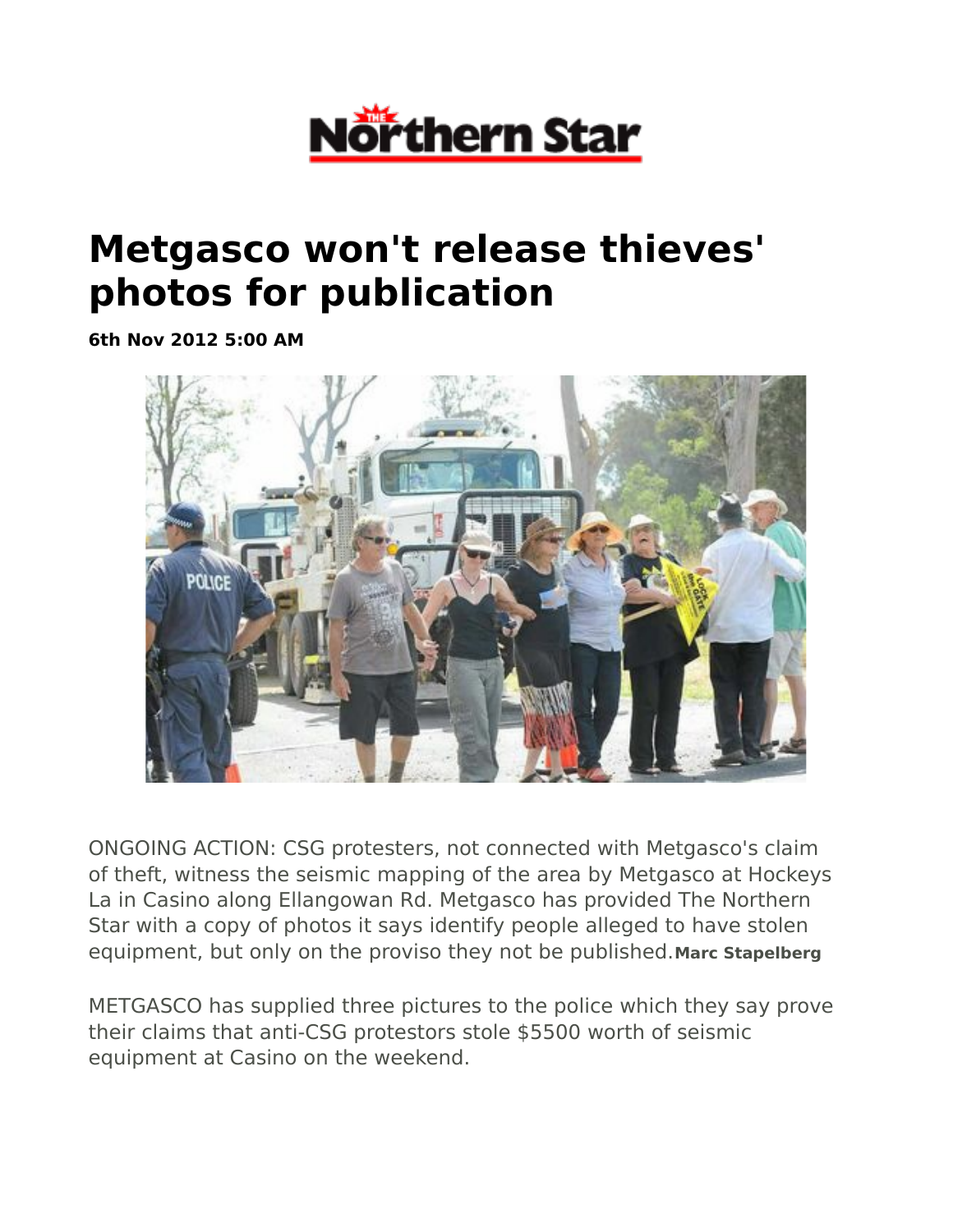# Metgasco won't release thieves' photos for publication

**6th Nov 2012 5:00 AM**

ONGOING ACTION: CSG protesters, not connected with Metgasco's claim of theft, witness the seismic mapping of the area by Metgasco at Hockeys La in Casino along Ellangowan Rd. Metgasco has provided The Northern Star with a copy of photos it says identify people alleged to have stolen equipment, but only on the proviso they not be published. **Marc Stapelberg**

METGASCO has supplied three pictures to the police which they say prove their claims that anti-CSG protestors stole $5500 worth of seismic equipment at Casino on the weekend.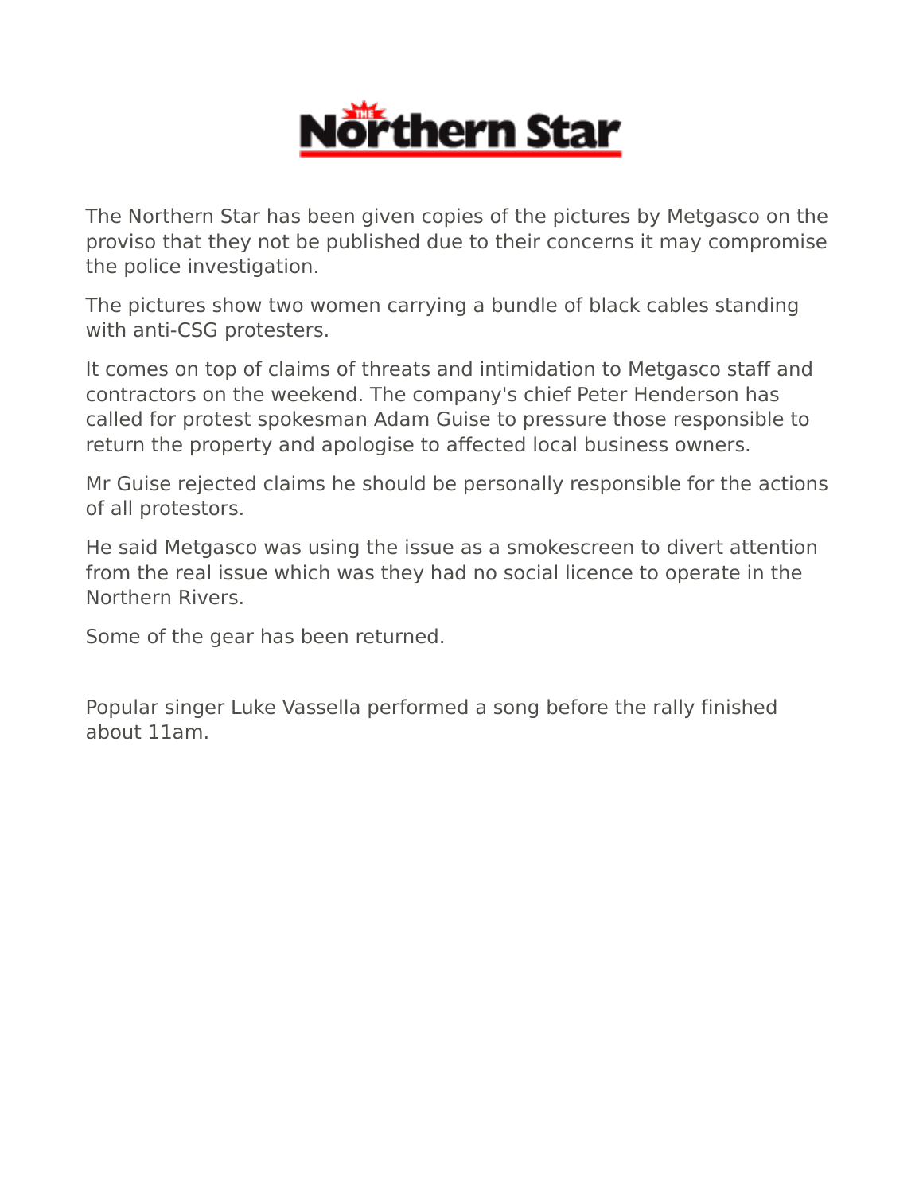The Northern Star has been given copies of the pictures by Metgasco on the proviso that they not be published due to their concerns it may compromise the police investigation.

The pictures show two women carrying a bundle of black cables standing with anti-CSG protesters.

It comes on top of claims of threats and intimidation to Metgasco staff and contractors on the weekend. The company's chief Peter Henderson has called for protest spokesman Adam Guise to pressure those responsible to return the property and apologise to affected local business owners.

Mr Guise rejected claims he should be personally responsible for the actions of all protestors.

He said Metgasco was using the issue as a smokescreen to divert attention from the real issue which was they had no social licence to operate in the Northern Rivers.

Some of the gear has been returned.

Popular singer Luke Vassella performed a song before the rally finished about 11am.